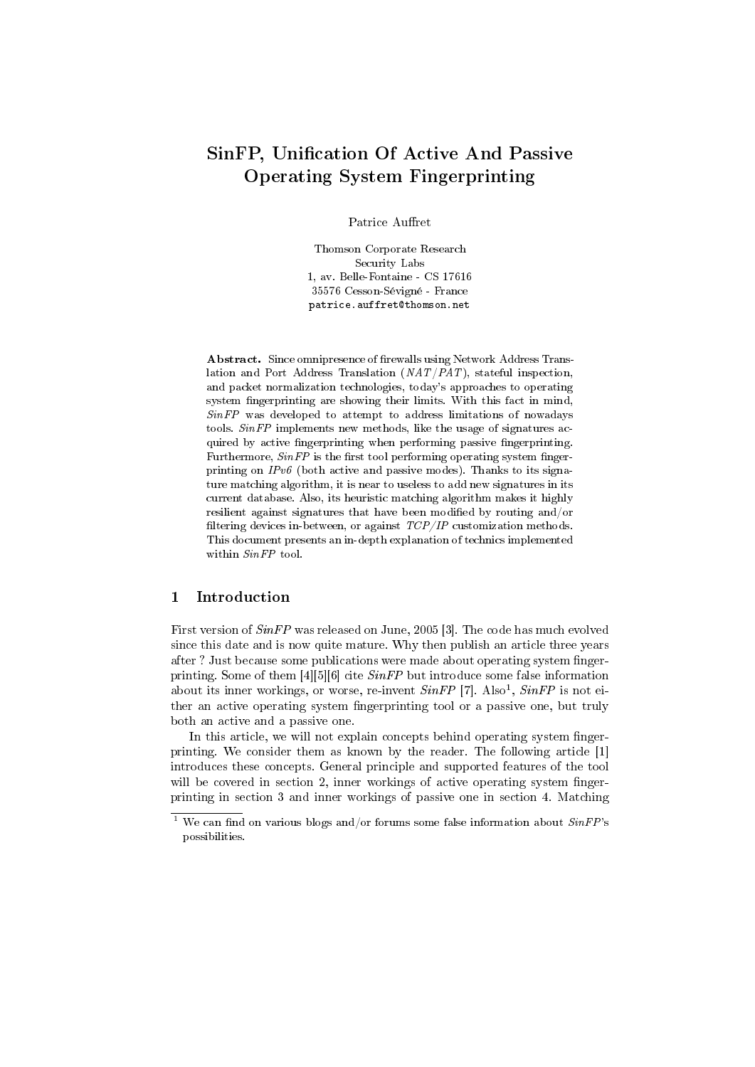# SinFP, Unification Of Active And Passive Operating System Fingerprinting

Patrice Auffret

Thomson Corporate Research  
Security Labs  
1, av. Belle-Fontaine - CS 17616  
35576 Cesson-Sévigné - France  
`patrice.auffret@thomson.net`

**Abstract.** Since omnipresence of firewalls using Network Address Translation and Port Address Translation (*NAT/PAT*), stateful inspection, and packet normalization technologies, today's approaches to operating system fingerprinting are showing their limits. With this fact in mind, *SinFP* was developed to attempt to address limitations of nowadays tools. *SinFP* implements new methods, like the usage of signatures acquired by active fingerprinting when performing passive fingerprinting. Furthermore, *SinFP* is the first tool performing operating system fingerprinting on *IPv6* (both active and passive modes). Thanks to its signature matching algorithm, it is near to useless to add new signatures in its current database. Also, its heuristic matching algorithm makes it highly resilient against signatures that have been modified by routing and/or filtering devices in-between, or against *TCP/IP* customization methods. This document presents an in-depth explanation of technics implemented within *SinFP* tool.

## 1 Introduction

First version of *SinFP* was released on June, 2005 [3]. The code has much evolved since this date and is now quite mature. Why then publish an article three years after ? Just because some publications were made about operating system fingerprinting. Some of them [4][5][6] cite *SinFP* but introduce some false information about its inner workings, or worse, re-invent *SinFP* [7]. Also[1], *SinFP* is not either an active operating system fingerprinting tool or a passive one, but truly both an active and a passive one.

In this article, we will not explain concepts behind operating system fingerprinting. We consider them as known by the reader. The following article [1] introduces these concepts. General principle and supported features of the tool will be covered in section 2, inner workings of active operating system fingerprinting in section 3 and inner workings of passive one in section 4. Matching

[1] We can find on various blogs and/or forums some false information about *SinFP*'s possibilities.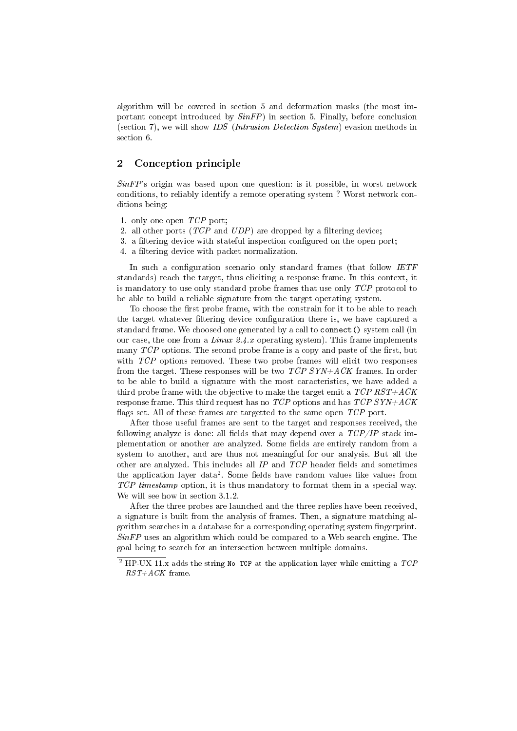algorithm will be covered in section 5 and deformation masks (the most important concept introduced by *SinFP*) in section 5. Finally, before conclusion (section 7), we will show *IDS* (*Intrusion Detection System*) evasion methods in section 6.

## 2 Conception principle

*SinFP*'s origin was based upon one question: is it possible, in worst network conditions, to reliably identify a remote operating system ? Worst network conditions being:

1. only one open *TCP* port;
2. all other ports (*TCP* and *UDP*) are dropped by a filtering device;
3. a filtering device with stateful inspection configured on the open port;
4. a filtering device with packet normalization.

In such a configuration scenario only standard frames (that follow *IETF* standards) reach the target, thus eliciting a response frame. In this context, it is mandatory to use only standard probe frames that use only *TCP* protocol to be able to build a reliable signature from the target operating system.

To choose the first probe frame, with the constrain for it to be able to reach the target whatever filtering device configuration there is, we have captured a standard frame. We choosed one generated by a call to `connect()` system call (in our case, the one from a *Linux 2.4.x* operating system). This frame implements many *TCP* options. The second probe frame is a copy and paste of the first, but with *TCP* options removed. These two probe frames will elicit two responses from the target. These responses will be two *TCP SYN+ACK* frames. In order to be able to build a signature with the most caracteristics, we have added a third probe frame with the objective to make the target emit a *TCP RST+ACK* response frame. This third request has no *TCP* options and has *TCP SYN+ACK* flags set. All of these frames are targetted to the same open *TCP* port.

After those useful frames are sent to the target and responses received, the following analyze is done: all fields that may depend over a *TCP/IP* stack implementation or another are analyzed. Some fields are entirely random from a system to another, and are thus not meaningful for our analysis. But all the other are analyzed. This includes all *IP* and *TCP* header fields and sometimes the application layer data[2]. Some fields have random values like values from *TCP timestamp* option, it is thus mandatory to format them in a special way. We will see how in section 3.1.2.

After the three probes are launched and the three replies have been received, a signature is built from the analysis of frames. Then, a signature matching algorithm searches in a database for a corresponding operating system fingerprint. *SinFP* uses an algorithm which could be compared to a Web search engine. The goal being to search for an intersection between multiple domains.

[2] HP-UX 11.x adds the string `No TCP` at the application layer while emitting a *TCP RST+ACK* frame.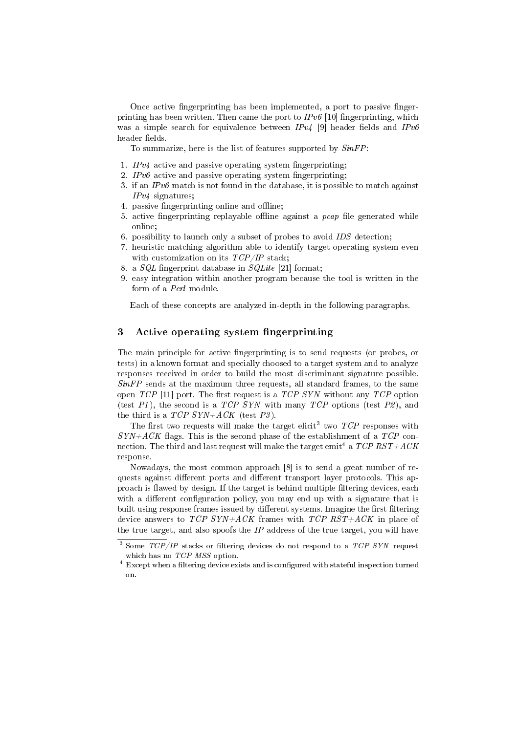Once active fingerprinting has been implemented, a port to passive fingerprinting has been written. Then came the port to *IPv6* [10] fingerprinting, which was a simple search for equivalence between *IPv4* [9] header fields and *IPv6* header fields.

To summarize, here is the list of features supported by *SinFP*:

1. *IPv4* active and passive operating system fingerprinting;
2. *IPv6* active and passive operating system fingerprinting;
3. if an *IPv6* match is not found in the database, it is possible to match against *IPv4* signatures;
4. passive fingerprinting online and offline;
5. active fingerprinting replayable offline against a *pcap* file generated while online;
6. possibility to launch only a subset of probes to avoid *IDS* detection;
7. heuristic matching algorithm able to identify target operating system even with customization on its *TCP/IP* stack;
8. a *SQL* fingerprint database in *SQLite* [21] format;
9. easy integration within another program because the tool is written in the form of a *Perl* module.

Each of these concepts are analyzed in-depth in the following paragraphs.

## 3 Active operating system fingerprinting

The main principle for active fingerprinting is to send requests (or probes, or tests) in a known format and specially choosed to a target system and to analyze responses received in order to build the most discriminant signature possible. *SinFP* sends at the maximum three requests, all standard frames, to the same open *TCP* [11] port. The first request is a *TCP SYN* without any *TCP* option (test *P1*), the second is a *TCP SYN* with many *TCP* options (test *P2*), and the third is a *TCP SYN+ACK* (test *P3*).

The first two requests will make the target elicit[3] two *TCP* responses with *SYN+ACK* flags. This is the second phase of the establishment of a *TCP* connection. The third and last request will make the target emit[4] a *TCP RST+ACK* response.

Nowadays, the most common approach [8] is to send a great number of requests against different ports and different transport layer protocols. This approach is flawed by design. If the target is behind multiple filtering devices, each with a different configuration policy, you may end up with a signature that is built using response frames issued by different systems. Imagine the first filtering device answers to *TCP SYN+ACK* frames with *TCP RST+ACK* in place of the true target, and also spoofs the *IP* address of the true target, you will have

[3] Some *TCP/IP* stacks or filtering devices do not respond to a *TCP SYN* request which has no *TCP MSS* option.

[4] Except when a filtering device exists and is configured with stateful inspection turned on.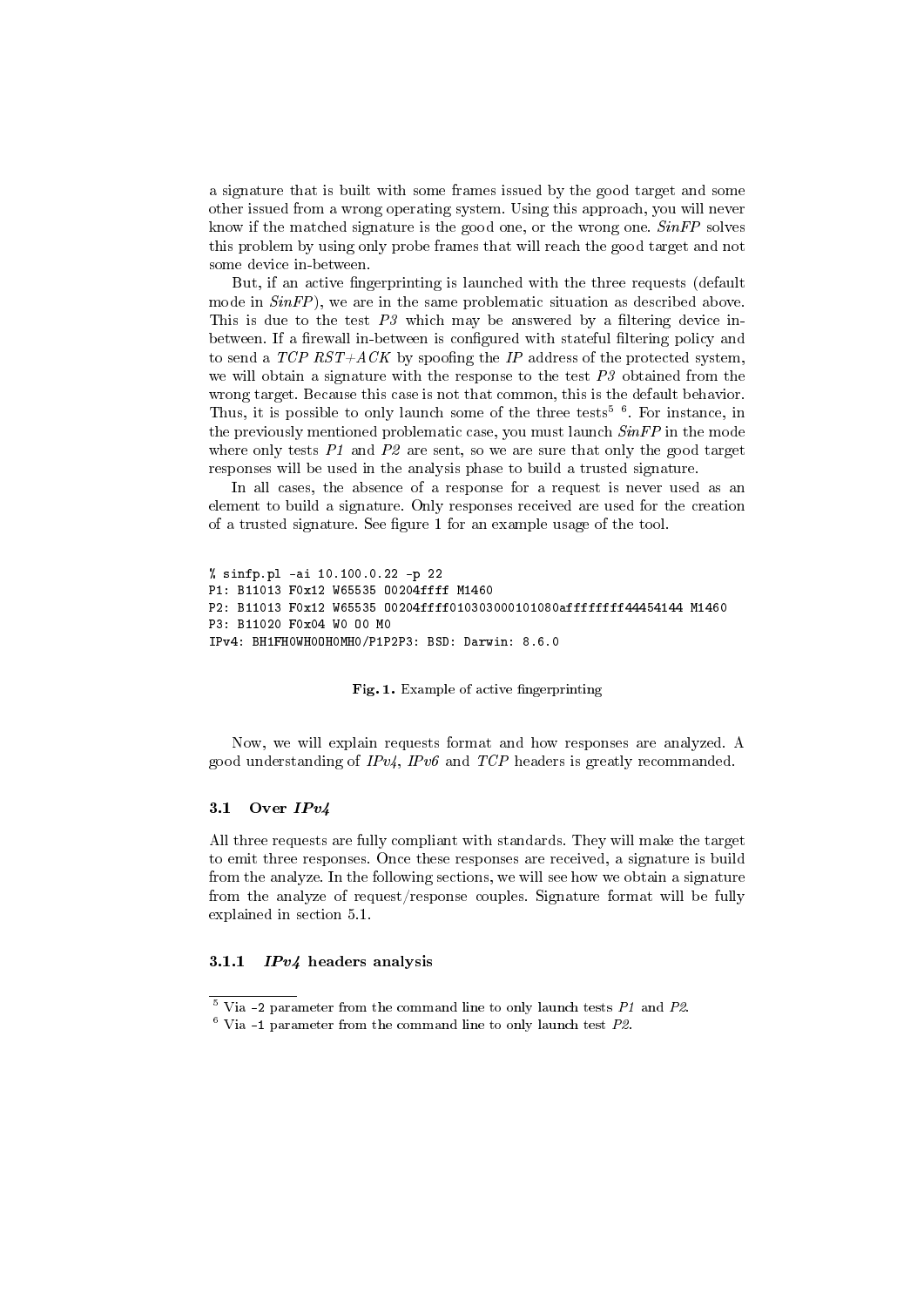a signature that is built with some frames issued by the good target and some other issued from a wrong operating system. Using this approach, you will never know if the matched signature is the good one, or the wrong one. *SinFP* solves this problem by using only probe frames that will reach the good target and not some device in-between.

But, if an active fingerprinting is launched with the three requests (default mode in *SinFP*), we are in the same problematic situation as described above. This is due to the test *P3* which may be answered by a filtering device in-between. If a firewall in-between is configured with stateful filtering policy and to send a *TCP RST+ACK* by spoofing the *IP* address of the protected system, we will obtain a signature with the response to the test *P3* obtained from the wrong target. Because this case is not that common, this is the default behavior. Thus, it is possible to only launch some of the three tests[5] [6]. For instance, in the previously mentioned problematic case, you must launch *SinFP* in the mode where only tests *P1* and *P2* are sent, so we are sure that only the good target responses will be used in the analysis phase to build a trusted signature.

In all cases, the absence of a response for a request is never used as an element to build a signature. Only responses received are used for the creation of a trusted signature. See figure 1 for an example usage of the tool.

```
% sinfp.pl -ai 10.100.0.22 -p 22
P1: B11013 F0x12 W65535 O0204ffff M1460
P2: B11013 F0x12 W65535 O0204ffff010303000101080affffffff44454144 M1460
P3: B11020 F0x04 W0 O0 M0
IPv4: BH1FH0WH0OH0MH0/P1P2P3: BSD: Darwin: 8.6.0
```

**Fig. 1.** Example of active fingerprinting

Now, we will explain requests format and how responses are analyzed. A good understanding of *IPv4*, *IPv6* and *TCP* headers is greatly recommanded.

### 3.1 Over *IPv4*

All three requests are fully compliant with standards. They will make the target to emit three responses. Once these responses are received, a signature is build from the analyze. In the following sections, we will see how we obtain a signature from the analyze of request/response couples. Signature format will be fully explained in section 5.1.

#### 3.1.1 *IPv4* headers analysis

---

[5] Via -2 parameter from the command line to only launch tests *P1* and *P2*.

[6] Via -1 parameter from the command line to only launch test *P2*.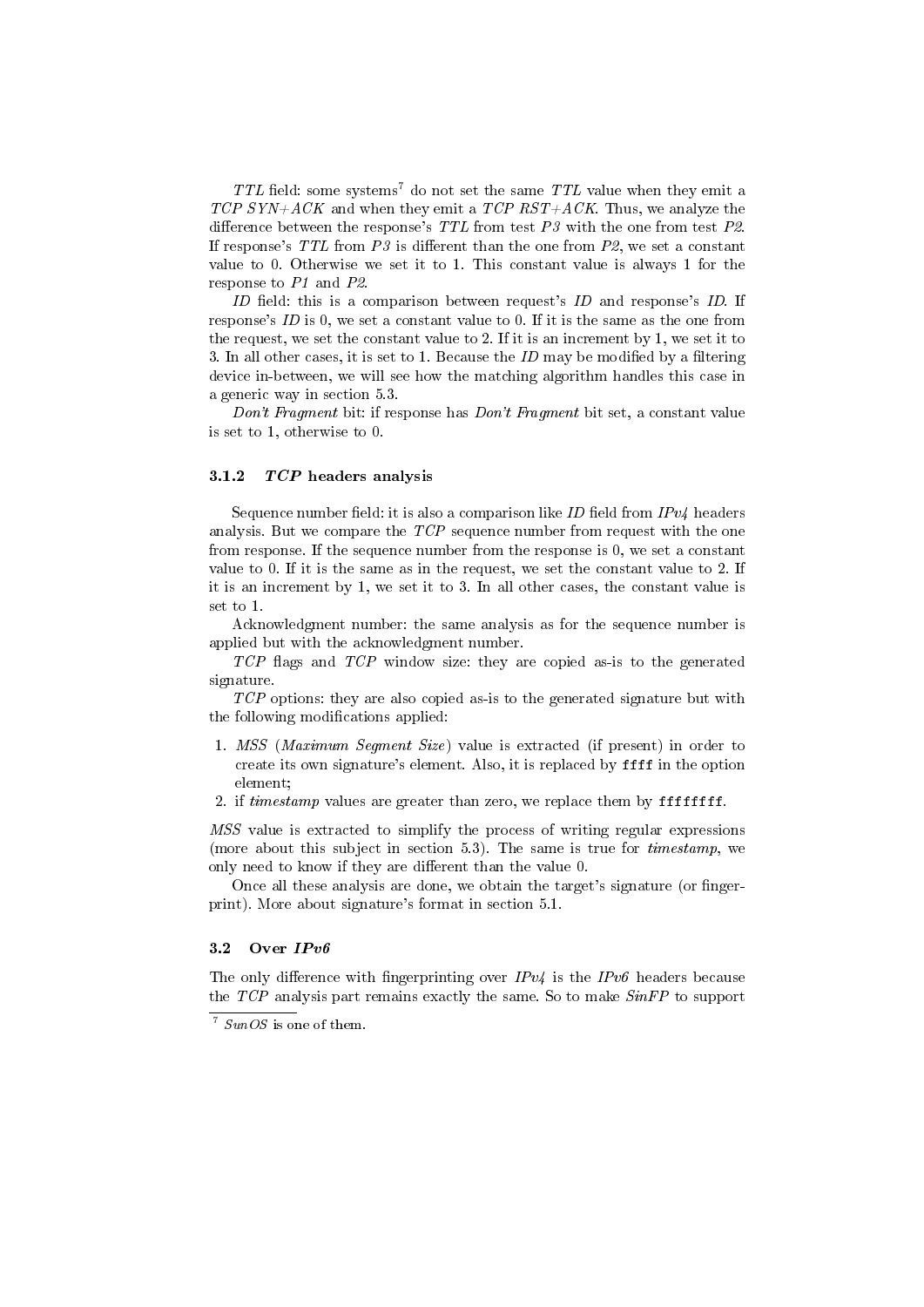*TTL* field: some systems[7] do not set the same *TTL* value when they emit a *TCP SYN+ACK* and when they emit a *TCP RST+ACK*. Thus, we analyze the difference between the response's *TTL* from test *P3* with the one from test *P2*. If response's *TTL* from *P3* is different than the one from *P2*, we set a constant value to 0. Otherwise we set it to 1. This constant value is always 1 for the response to *P1* and *P2*.

*ID* field: this is a comparison between request's *ID* and response's *ID*. If response's *ID* is 0, we set a constant value to 0. If it is the same as the one from the request, we set the constant value to 2. If it is an increment by 1, we set it to 3. In all other cases, it is set to 1. Because the *ID* may be modified by a filtering device in-between, we will see how the matching algorithm handles this case in a generic way in section 5.3.

*Don't Fragment* bit: if response has *Don't Fragment* bit set, a constant value is set to 1, otherwise to 0.

### 3.1.2 *TCP* headers analysis

Sequence number field: it is also a comparison like *ID* field from *IPv4* headers analysis. But we compare the *TCP* sequence number from request with the one from response. If the sequence number from the response is 0, we set a constant value to 0. If it is the same as in the request, we set the constant value to 2. If it is an increment by 1, we set it to 3. In all other cases, the constant value is set to 1.

Acknowledgment number: the same analysis as for the sequence number is applied but with the acknowledgment number.

*TCP* flags and *TCP* window size: they are copied as-is to the generated signature.

*TCP* options: they are also copied as-is to the generated signature but with the following modifications applied:

1. *MSS* (*Maximum Segment Size*) value is extracted (if present) in order to create its own signature's element. Also, it is replaced by `ffff` in the option element;
2. if *timestamp* values are greater than zero, we replace them by `ffffffff`.

*MSS* value is extracted to simplify the process of writing regular expressions (more about this subject in section 5.3). The same is true for *timestamp*, we only need to know if they are different than the value 0.

Once all these analysis are done, we obtain the target's signature (or fingerprint). More about signature's format in section 5.1.

## 3.2 Over *IPv6*

The only difference with fingerprinting over *IPv4* is the *IPv6* headers because the *TCP* analysis part remains exactly the same. So to make *SinFP* to support

[7] *SunOS* is one of them.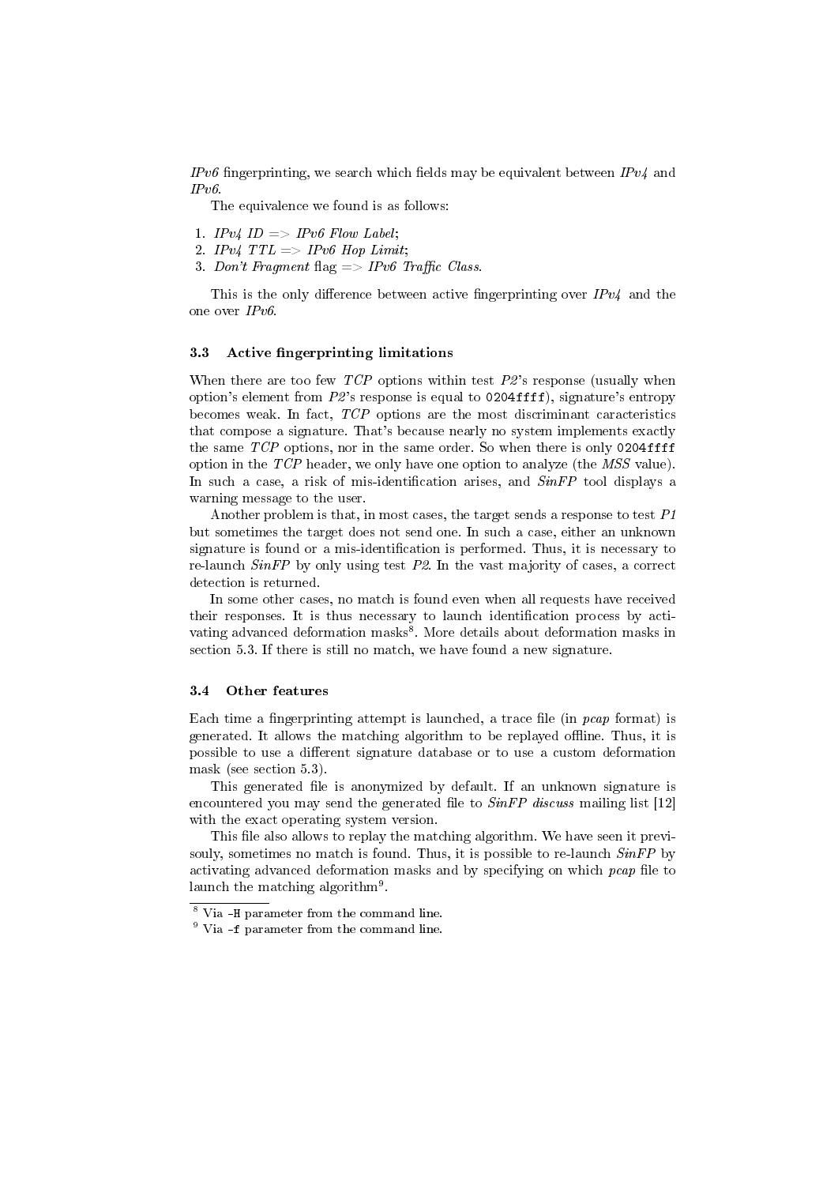*IPv6* fingerprinting, we search which fields may be equivalent between *IPv4* and *IPv6*.

The equivalence we found is as follows:

1. *IPv4 ID => IPv6 Flow Label*;
2. *IPv4 TTL => IPv6 Hop Limit*;
3. *Don't Fragment* flag => *IPv6 Traffic Class*.

This is the only difference between active fingerprinting over *IPv4* and the one over *IPv6*.

### 3.3 Active fingerprinting limitations

When there are too few *TCP* options within test *P2*'s response (usually when option's element from *P2*'s response is equal to `0204ffff`), signature's entropy becomes weak. In fact, *TCP* options are the most discriminant caracteristics that compose a signature. That's because nearly no system implements exactly the same *TCP* options, nor in the same order. So when there is only `0204ffff` option in the *TCP* header, we only have one option to analyze (the *MSS* value). In such a case, a risk of mis-identification arises, and *SinFP* tool displays a warning message to the user.

Another problem is that, in most cases, the target sends a response to test *P1* but sometimes the target does not send one. In such a case, either an unknown signature is found or a mis-identification is performed. Thus, it is necessary to re-launch *SinFP* by only using test *P2*. In the vast majority of cases, a correct detection is returned.

In some other cases, no match is found even when all requests have received their responses. It is thus necessary to launch identification process by activating advanced deformation masks[8]. More details about deformation masks in section 5.3. If there is still no match, we have found a new signature.

### 3.4 Other features

Each time a fingerprinting attempt is launched, a trace file (in *pcap* format) is generated. It allows the matching algorithm to be replayed offline. Thus, it is possible to use a different signature database or to use a custom deformation mask (see section 5.3).

This generated file is anonymized by default. If an unknown signature is encountered you may send the generated file to *SinFP discuss* mailing list [12] with the exact operating system version.

This file also allows to replay the matching algorithm. We have seen it previsouly, sometimes no match is found. Thus, it is possible to re-launch *SinFP* by activating advanced deformation masks and by specifying on which *pcap* file to launch the matching algorithm[9].

---

[8] Via `-H` parameter from the command line.

[9] Via `-f` parameter from the command line.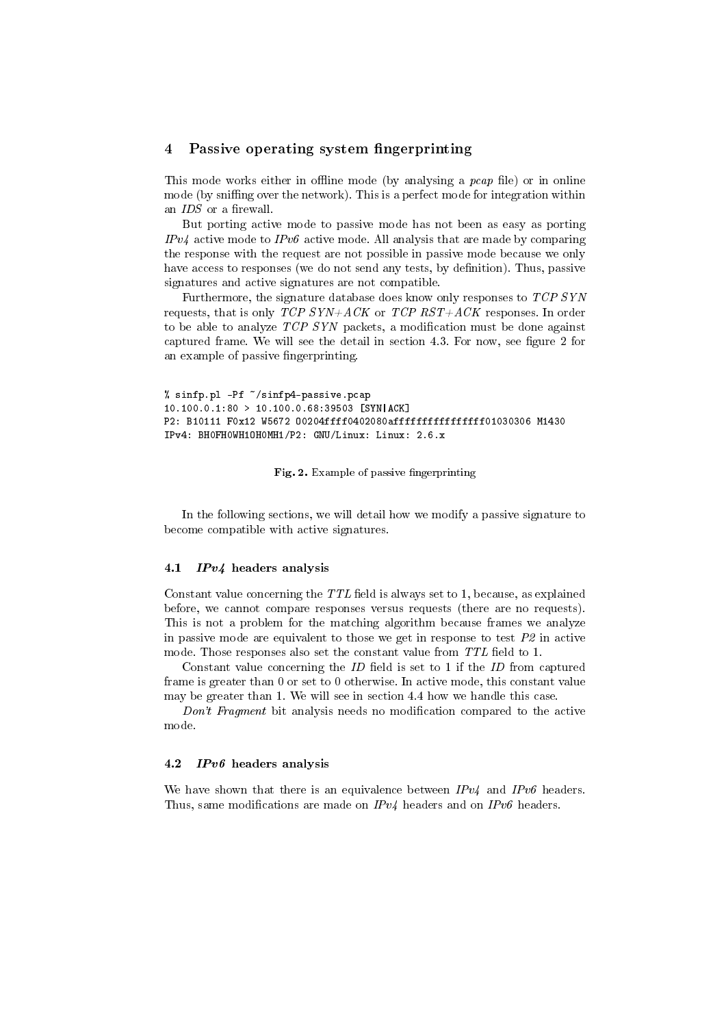## 4 Passive operating system fingerprinting

This mode works either in offline mode (by analysing a *pcap* file) or in online mode (by sniffing over the network). This is a perfect mode for integration within an *IDS* or a firewall.

But porting active mode to passive mode has not been as easy as porting *IPv4* active mode to *IPv6* active mode. All analysis that are made by comparing the response with the request are not possible in passive mode because we only have access to responses (we do not send any tests, by definition). Thus, passive signatures and active signatures are not compatible.

Furthermore, the signature database does know only responses to *TCP SYN* requests, that is only *TCP SYN+ACK* or *TCP RST+ACK* responses. In order to be able to analyze *TCP SYN* packets, a modification must be done against captured frame. We will see the detail in section 4.3. For now, see figure 2 for an example of passive fingerprinting.

```
% sinfp.pl -Pf ~/sinfp4-passive.pcap
10.100.0.1:80 > 10.100.0.68:39503 [SYN|ACK]
P2: B10111 F0x12 W5672 O0204ffff0402080affffffffffffffff01030306 M1430
IPv4: BH0FH0WH1OH0MH1/P2: GNU/Linux: Linux: 2.6.x
```

**Fig. 2.** Example of passive fingerprinting

In the following sections, we will detail how we modify a passive signature to become compatible with active signatures.

### 4.1 *IPv4* headers analysis

Constant value concerning the *TTL* field is always set to 1, because, as explained before, we cannot compare responses versus requests (there are no requests). This is not a problem for the matching algorithm because frames we analyze in passive mode are equivalent to those we get in response to test *P2* in active mode. Those responses also set the constant value from *TTL* field to 1.

Constant value concerning the *ID* field is set to 1 if the *ID* from captured frame is greater than 0 or set to 0 otherwise. In active mode, this constant value may be greater than 1. We will see in section 4.4 how we handle this case.

*Don't Fragment* bit analysis needs no modification compared to the active mode.

### 4.2 *IPv6* headers analysis

We have shown that there is an equivalence between *IPv4* and *IPv6* headers. Thus, same modifications are made on *IPv4* headers and on *IPv6* headers.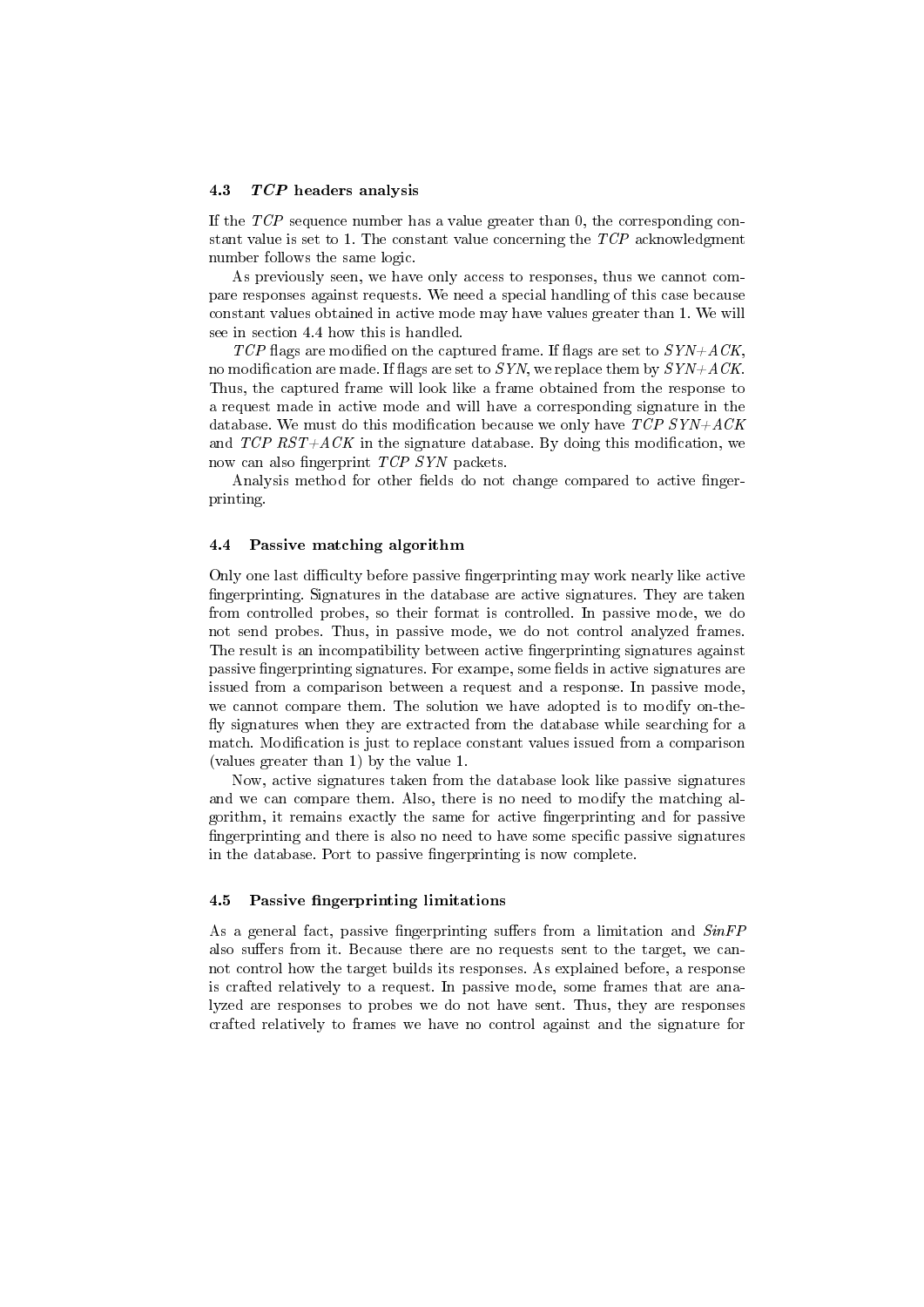### 4.3 *TCP* headers analysis

If the *TCP* sequence number has a value greater than 0, the corresponding constant value is set to 1. The constant value concerning the *TCP* acknowledgment number follows the same logic.

As previously seen, we have only access to responses, thus we cannot compare responses against requests. We need a special handling of this case because constant values obtained in active mode may have values greater than 1. We will see in section 4.4 how this is handled.

*TCP* flags are modified on the captured frame. If flags are set to *SYN+ACK*, no modification are made. If flags are set to *SYN*, we replace them by *SYN+ACK*. Thus, the captured frame will look like a frame obtained from the response to a request made in active mode and will have a corresponding signature in the database. We must do this modification because we only have *TCP SYN+ACK* and *TCP RST+ACK* in the signature database. By doing this modification, we now can also fingerprint *TCP SYN* packets.

Analysis method for other fields do not change compared to active fingerprinting.

### 4.4 Passive matching algorithm

Only one last difficulty before passive fingerprinting may work nearly like active fingerprinting. Signatures in the database are active signatures. They are taken from controlled probes, so their format is controlled. In passive mode, we do not send probes. Thus, in passive mode, we do not control analyzed frames. The result is an incompatibility between active fingerprinting signatures against passive fingerprinting signatures. For exampe, some fields in active signatures are issued from a comparison between a request and a response. In passive mode, we cannot compare them. The solution we have adopted is to modify on-the-fly signatures when they are extracted from the database while searching for a match. Modification is just to replace constant values issued from a comparison (values greater than 1) by the value 1.

Now, active signatures taken from the database look like passive signatures and we can compare them. Also, there is no need to modify the matching algorithm, it remains exactly the same for active fingerprinting and for passive fingerprinting and there is also no need to have some specific passive signatures in the database. Port to passive fingerprinting is now complete.

### 4.5 Passive fingerprinting limitations

As a general fact, passive fingerprinting suffers from a limitation and *SinFP* also suffers from it. Because there are no requests sent to the target, we cannot control how the target builds its responses. As explained before, a response is crafted relatively to a request. In passive mode, some frames that are analyzed are responses to probes we do not have sent. Thus, they are responses crafted relatively to frames we have no control against and the signature for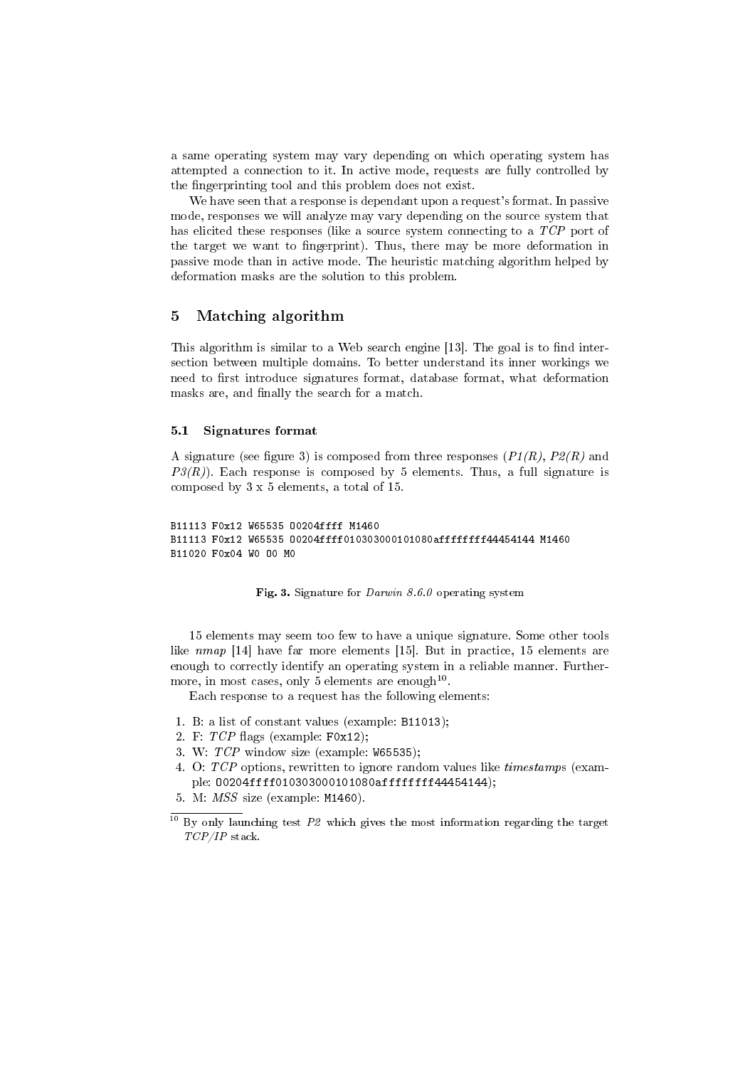a same operating system may vary depending on which operating system has attempted a connection to it. In active mode, requests are fully controlled by the fingerprinting tool and this problem does not exist.

We have seen that a response is dependant upon a request's format. In passive mode, responses we will analyze may vary depending on the source system that has elicited these responses (like a source system connecting to a *TCP* port of the target we want to fingerprint). Thus, there may be more deformation in passive mode than in active mode. The heuristic matching algorithm helped by deformation masks are the solution to this problem.

## 5 Matching algorithm

This algorithm is similar to a Web search engine [13]. The goal is to find intersection between multiple domains. To better understand its inner workings we need to first introduce signatures format, database format, what deformation masks are, and finally the search for a match.

### 5.1 Signatures format

A signature (see figure 3) is composed from three responses (*P1(R)*, *P2(R)* and *P3(R)*). Each response is composed by 5 elements. Thus, a full signature is composed by 3 x 5 elements, a total of 15.

```
B11113 F0x12 W65535 O0204ffff M1460
B11113 F0x12 W65535 O0204ffff010303000101080affffffff44454144 M1460
B11020 F0x04 W0 O0 M0
```

**Fig. 3.** Signature for *Darwin 8.6.0* operating system

15 elements may seem too few to have a unique signature. Some other tools like *nmap* [14] have far more elements [15]. But in practice, 15 elements are enough to correctly identify an operating system in a reliable manner. Furthermore, in most cases, only 5 elements are enough[10].

Each response to a request has the following elements:

1. B: a list of constant values (example: `B11013`);
2. F: *TCP* flags (example: `F0x12`);
3. W: *TCP* window size (example: `W65535`);
4. O: *TCP* options, rewritten to ignore random values like *timestamps* (example: `O0204ffff010303000101080affffffff44454144`);
5. M: *MSS* size (example: `M1460`).

[10] By only launching test *P2* which gives the most information regarding the target *TCP/IP* stack.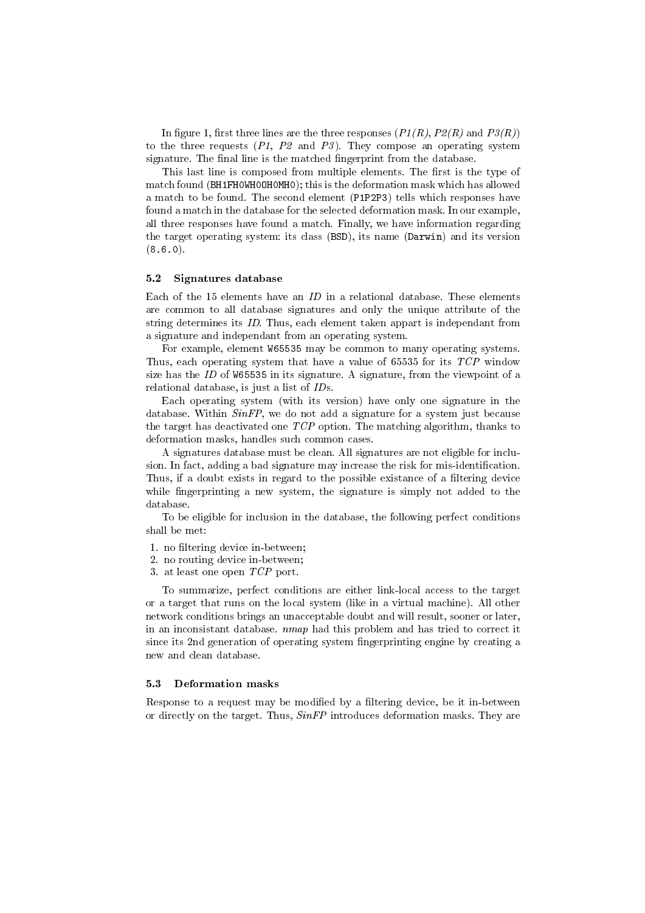In figure 1, first three lines are the three responses (*P1(R)*, *P2(R)* and *P3(R)*) to the three requests (*P1*, *P2* and *P3*). They compose an operating system signature. The final line is the matched fingerprint from the database.

This last line is composed from multiple elements. The first is the type of match found (`BH1FH0WH0OH0MH0`); this is the deformation mask which has allowed a match to be found. The second element (`P1P2P3`) tells which responses have found a match in the database for the selected deformation mask. In our example, all three responses have found a match. Finally, we have information regarding the target operating system: its class (`BSD`), its name (`Darwin`) and its version (`8.6.0`).

### 5.2 Signatures database

Each of the 15 elements have an *ID* in a relational database. These elements are common to all database signatures and only the unique attribute of the string determines its *ID*. Thus, each element taken appart is independant from a signature and independant from an operating system.

For example, element `W65535` may be common to many operating systems. Thus, each operating system that have a value of 65535 for its *TCP* window size has the *ID* of `W65535` in its signature. A signature, from the viewpoint of a relational database, is just a list of *ID*s.

Each operating system (with its version) have only one signature in the database. Within *SinFP*, we do not add a signature for a system just because the target has deactivated one *TCP* option. The matching algorithm, thanks to deformation masks, handles such common cases.

A signatures database must be clean. All signatures are not eligible for inclusion. In fact, adding a bad signature may increase the risk for mis-identification. Thus, if a doubt exists in regard to the possible existance of a filtering device while fingerprinting a new system, the signature is simply not added to the database.

To be eligible for inclusion in the database, the following perfect conditions shall be met:

1. no filtering device in-between;
2. no routing device in-between;
3. at least one open *TCP* port.

To summarize, perfect conditions are either link-local access to the target or a target that runs on the local system (like in a virtual machine). All other network conditions brings an unacceptable doubt and will result, sooner or later, in an inconsistant database. *nmap* had this problem and has tried to correct it since its 2nd generation of operating system fingerprinting engine by creating a new and clean database.

### 5.3 Deformation masks

Response to a request may be modified by a filtering device, be it in-between or directly on the target. Thus, *SinFP* introduces deformation masks. They are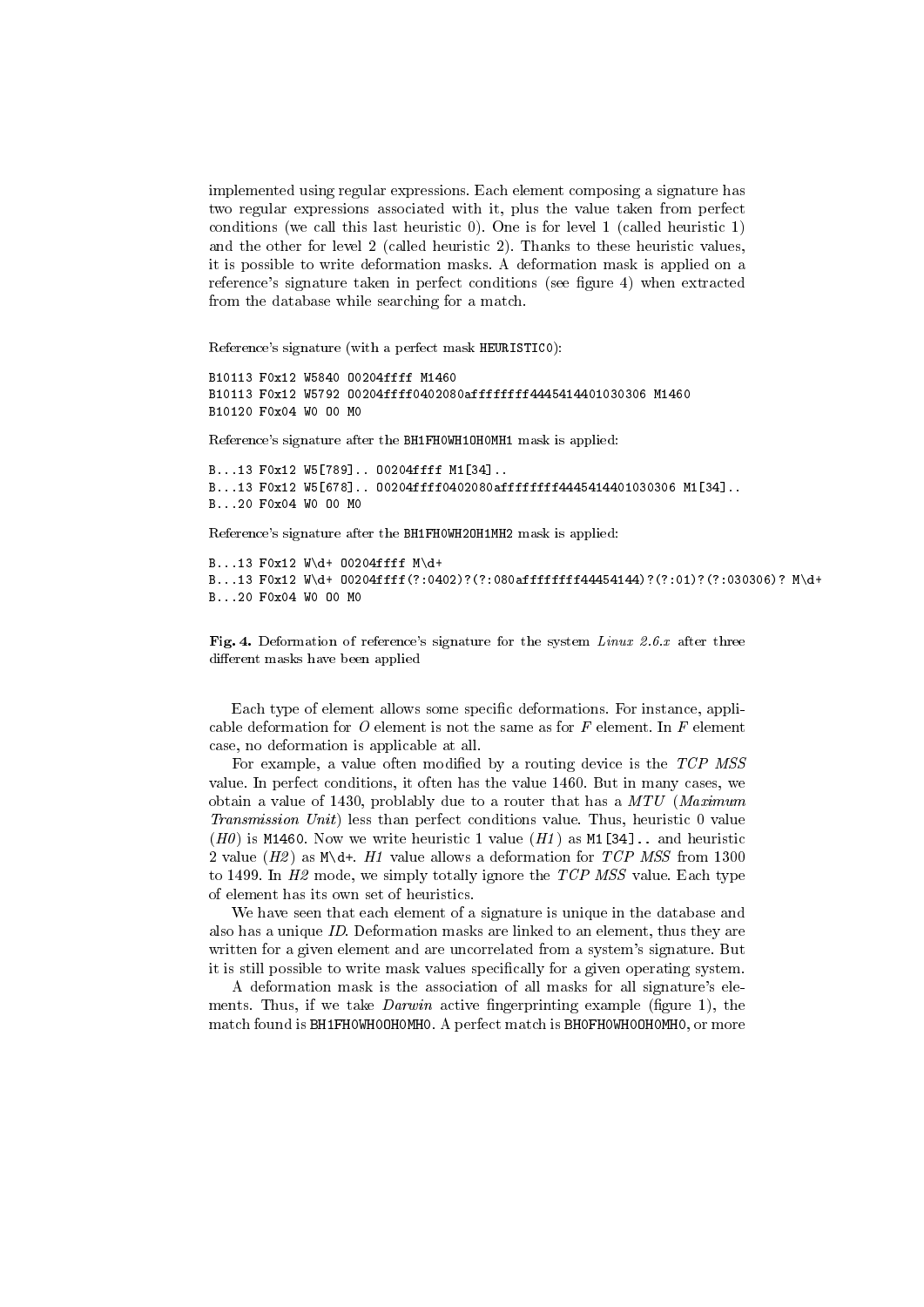implemented using regular expressions. Each element composing a signature has two regular expressions associated with it, plus the value taken from perfect conditions (we call this last heuristic 0). One is for level 1 (called heuristic 1) and the other for level 2 (called heuristic 2). Thanks to these heuristic values, it is possible to write deformation masks. A deformation mask is applied on a reference's signature taken in perfect conditions (see figure 4) when extracted from the database while searching for a match.

Reference's signature (with a perfect mask `HEURISTIC0`):

```
B10113 F0x12 W5840 O0204ffff M1460
B10113 F0x12 W5792 O0204ffff0402080affffffff4445414401030306 M1460
B10120 F0x04 W0 O0 M0
```

Reference's signature after the `BH1FH0WH1OH0MH1` mask is applied:

```
B...13 F0x12 W5[789].. O0204ffff M1[34]..
B...13 F0x12 W5[678].. O0204ffff0402080affffffff4445414401030306 M1[34]..
B...20 F0x04 W0 O0 M0
```

Reference's signature after the `BH1FH0WH2OH1MH2` mask is applied:

```
B...13 F0x12 W\d+ O0204ffff M\d+
B...13 F0x12 W\d+ O0204ffff(?:0402)?(?:080affffffff44454144)?(?:01)?(?:030306)? M\d+
B...20 F0x04 W0 O0 M0
```

**Fig. 4.** Deformation of reference's signature for the system *Linux 2.6.x* after three different masks have been applied

Each type of element allows some specific deformations. For instance, applicable deformation for *O* element is not the same as for *F* element. In *F* element case, no deformation is applicable at all.

For example, a value often modified by a routing device is the *TCP MSS* value. In perfect conditions, it often has the value 1460. But in many cases, we obtain a value of 1430, problably due to a router that has a *MTU* (*Maximum Transmission Unit*) less than perfect conditions value. Thus, heuristic 0 value (*H0*) is `M1460`. Now we write heuristic 1 value (*H1*) as `M1[34]..` and heuristic 2 value (*H2*) as `M\d+`. *H1* value allows a deformation for *TCP MSS* from 1300 to 1499. In *H2* mode, we simply totally ignore the *TCP MSS* value. Each type of element has its own set of heuristics.

We have seen that each element of a signature is unique in the database and also has a unique *ID*. Deformation masks are linked to an element, thus they are written for a given element and are uncorrelated from a system's signature. But it is still possible to write mask values specifically for a given operating system.

A deformation mask is the association of all masks for all signature's elements. Thus, if we take *Darwin* active fingerprinting example (figure 1), the match found is `BH1FH0WH0OH0MH0`. A perfect match is `BH0FH0WH0OH0MH0`, or more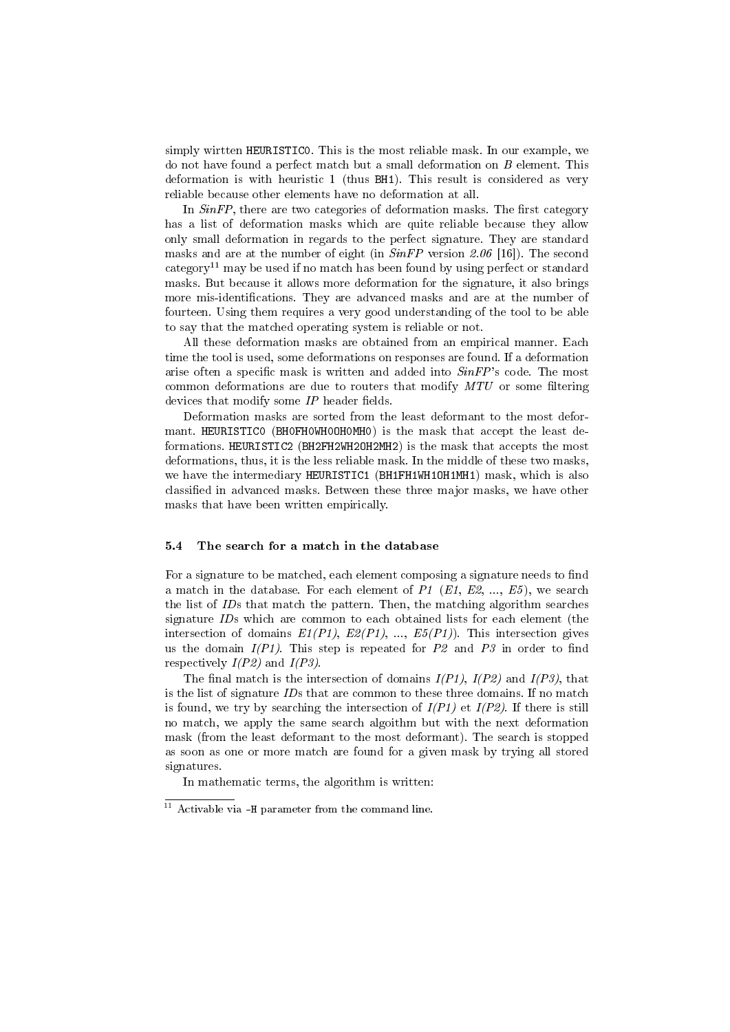simply wirtten `HEURISTIC0`. This is the most reliable mask. In our example, we do not have found a perfect match but a small deformation on *B* element. This deformation is with heuristic 1 (thus `BH1`). This result is considered as very reliable because other elements have no deformation at all.

In *SinFP*, there are two categories of deformation masks. The first category has a list of deformation masks which are quite reliable because they allow only small deformation in regards to the perfect signature. They are standard masks and are at the number of eight (in *SinFP* version *2.06* [16]). The second category[11] may be used if no match has been found by using perfect or standard masks. But because it allows more deformation for the signature, it also brings more mis-identifications. They are advanced masks and are at the number of fourteen. Using them requires a very good understanding of the tool to be able to say that the matched operating system is reliable or not.

All these deformation masks are obtained from an empirical manner. Each time the tool is used, some deformations on responses are found. If a deformation arise often a specific mask is written and added into *SinFP*'s code. The most common deformations are due to routers that modify *MTU* or some filtering devices that modify some *IP* header fields.

Deformation masks are sorted from the least deformant to the most deformant. `HEURISTIC0` (`BH0FH0WH0OH0MH0`) is the mask that accept the least deformations. `HEURISTIC2` (`BH2FH2WH2OH2MH2`) is the mask that accepts the most deformations, thus, it is the less reliable mask. In the middle of these two masks, we have the intermediary `HEURISTIC1` (`BH1FH1WH1OH1MH1`) mask, which is also classified in advanced masks. Between these three major masks, we have other masks that have been written empirically.

### 5.4 The search for a match in the database

For a signature to be matched, each element composing a signature needs to find a match in the database. For each element of *P1* (*E1*, *E2*, ..., *E5*), we search the list of *ID*s that match the pattern. Then, the matching algorithm searches signature *ID*s which are common to each obtained lists for each element (the intersection of domains *E1(P1)*, *E2(P1)*, ..., *E5(P1)*). This intersection gives us the domain *I(P1)*. This step is repeated for *P2* and *P3* in order to find respectively *I(P2)* and *I(P3)*.

The final match is the intersection of domains *I(P1)*, *I(P2)* and *I(P3)*, that is the list of signature *ID*s that are common to these three domains. If no match is found, we try by searching the intersection of *I(P1)* et *I(P2)*. If there is still no match, we apply the same search algoithm but with the next deformation mask (from the least deformant to the most deformant). The search is stopped as soon as one or more match are found for a given mask by trying all stored signatures.

In mathematic terms, the algorithm is written:

---

[11] Activable via `-H` parameter from the command line.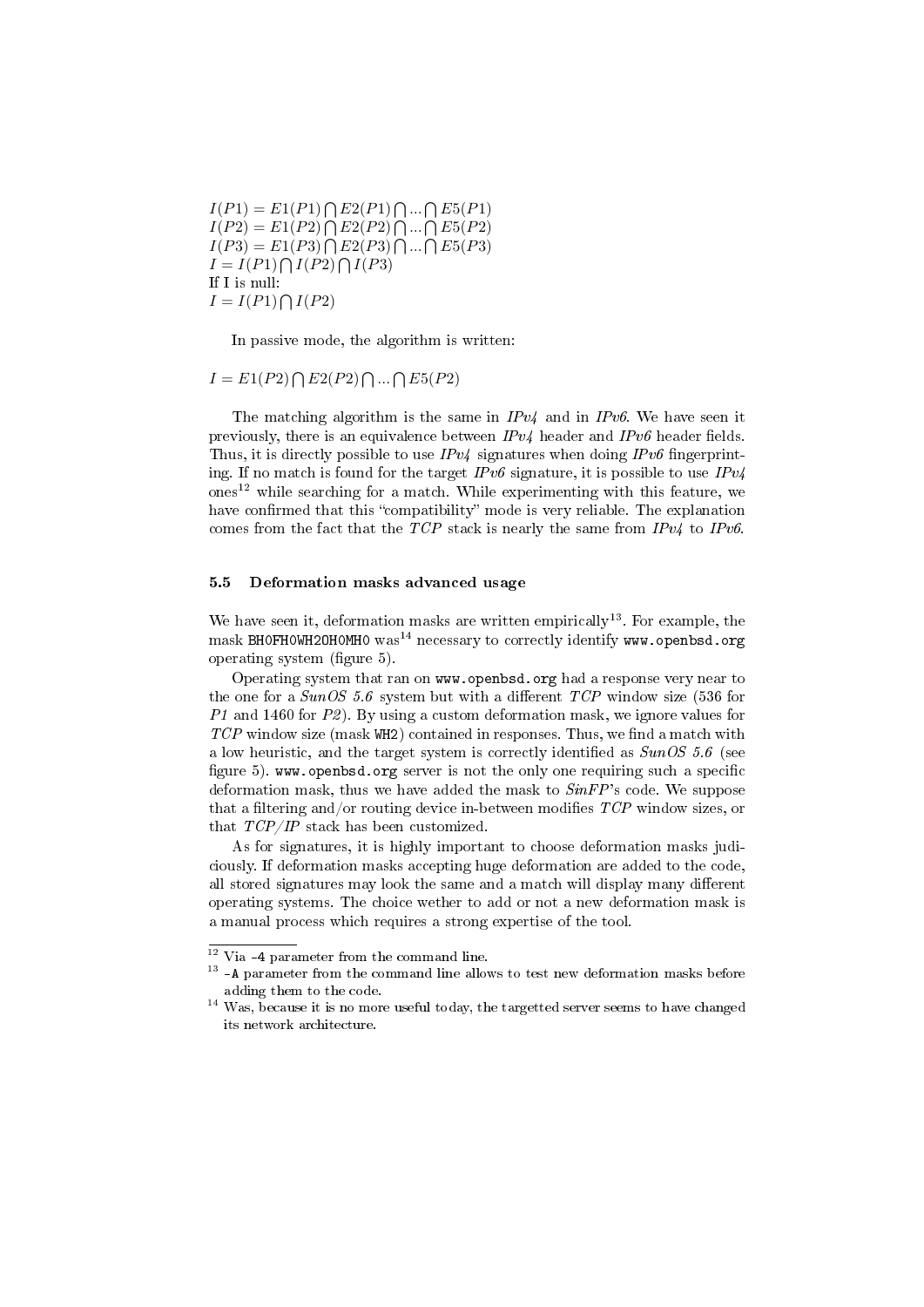$I(P1) = E1(P1) \bigcap E2(P1) \bigcap ... \bigcap E5(P1)$
$I(P2) = E1(P2) \bigcap E2(P2) \bigcap ... \bigcap E5(P2)$
$I(P3) = E1(P3) \bigcap E2(P3) \bigcap ... \bigcap E5(P3)$
$I = I(P1) \bigcap I(P2) \bigcap I(P3)$
If I is null:
$I = I(P1) \bigcap I(P2)$

In passive mode, the algorithm is written:

$I = E1(P2) \bigcap E2(P2) \bigcap ... \bigcap E5(P2)$

The matching algorithm is the same in *IPv4* and in *IPv6*. We have seen it previously, there is an equivalence between *IPv4* header and *IPv6* header fields. Thus, it is directly possible to use *IPv4* signatures when doing *IPv6* fingerprinting. If no match is found for the target *IPv6* signature, it is possible to use *IPv4* ones[12] while searching for a match. While experimenting with this feature, we have confirmed that this "compatibility" mode is very reliable. The explanation comes from the fact that the *TCP* stack is nearly the same from *IPv4* to *IPv6*.

### 5.5 Deformation masks advanced usage

We have seen it, deformation masks are written empirically[13]. For example, the mask `BH0FH0WH2OH0MH0` was[14] necessary to correctly identify `www.openbsd.org` operating system (figure 5).

Operating system that ran on `www.openbsd.org` had a response very near to the one for a *SunOS 5.6* system but with a different *TCP* window size (536 for *P1* and 1460 for *P2*). By using a custom deformation mask, we ignore values for *TCP* window size (mask `WH2`) contained in responses. Thus, we find a match with a low heuristic, and the target system is correctly identified as *SunOS 5.6* (see figure 5). `www.openbsd.org` server is not the only one requiring such a specific deformation mask, thus we have added the mask to *SinFP*'s code. We suppose that a filtering and/or routing device in-between modifies *TCP* window sizes, or that *TCP/IP* stack has been customized.

As for signatures, it is highly important to choose deformation masks judiciously. If deformation masks accepting huge deformation are added to the code, all stored signatures may look the same and a match will display many different operating systems. The choice wether to add or not a new deformation mask is a manual process which requires a strong expertise of the tool.

---

[12] Via `-4` parameter from the command line.

[13] `-A` parameter from the command line allows to test new deformation masks before adding them to the code.

[14] Was, because it is no more useful today, the targetted server seems to have changed its network architecture.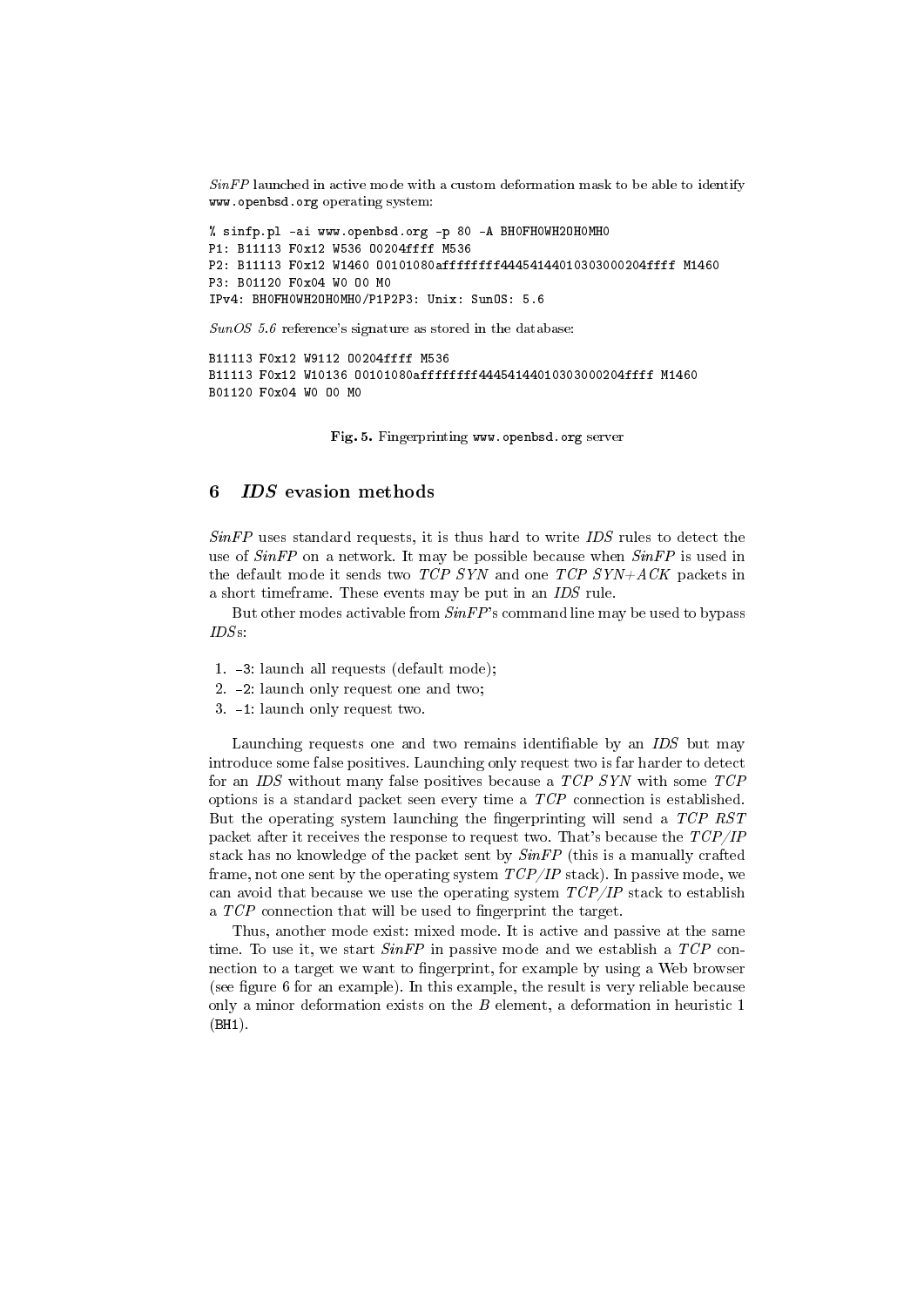*SinFP* launched in active mode with a custom deformation mask to be able to identify `www.openbsd.org` operating system:

```
% sinfp.pl -ai www.openbsd.org -p 80 -A BH0FH0WH2OH0MH0
P1: B11113 F0x12 W536 O0204ffff M536
P2: B11113 F0x12 W1460 O0101080affffffff4445414401030300204ffff M1460
P3: B01120 F0x04 W0 O0 M0
IPv4: BH0FH0WH2OH0MH0/P1P2P3: Unix: SunOS: 5.6
```

*SunOS 5.6* reference's signature as stored in the database:

```
B11113 F0x12 W9112 O0204ffff M536
B11113 F0x12 W10136 O0101080affffffff4445414401030300204ffff M1460
B01120 F0x04 W0 O0 M0
```

**Fig. 5.** Fingerprinting `www.openbsd.org` server

## 6 *IDS* evasion methods

*SinFP* uses standard requests, it is thus hard to write *IDS* rules to detect the use of *SinFP* on a network. It may be possible because when *SinFP* is used in the default mode it sends two *TCP SYN* and one *TCP SYN+ACK* packets in a short timeframe. These events may be put in an *IDS* rule.

But other modes activable from *SinFP*'s command line may be used to bypass *IDS*s:

1. -3: launch all requests (default mode);
2. -2: launch only request one and two;
3. -1: launch only request two.

Launching requests one and two remains identifiable by an *IDS* but may introduce some false positives. Launching only request two is far harder to detect for an *IDS* without many false positives because a *TCP SYN* with some *TCP* options is a standard packet seen every time a *TCP* connection is established. But the operating system launching the fingerprinting will send a *TCP RST* packet after it receives the response to request two. That's because the *TCP/IP* stack has no knowledge of the packet sent by *SinFP* (this is a manually crafted frame, not one sent by the operating system *TCP/IP* stack). In passive mode, we can avoid that because we use the operating system *TCP/IP* stack to establish a *TCP* connection that will be used to fingerprint the target.

Thus, another mode exist: mixed mode. It is active and passive at the same time. To use it, we start *SinFP* in passive mode and we establish a *TCP* connection to a target we want to fingerprint, for example by using a Web browser (see figure 6 for an example). In this example, the result is very reliable because only a minor deformation exists on the *B* element, a deformation in heuristic 1 (BH1).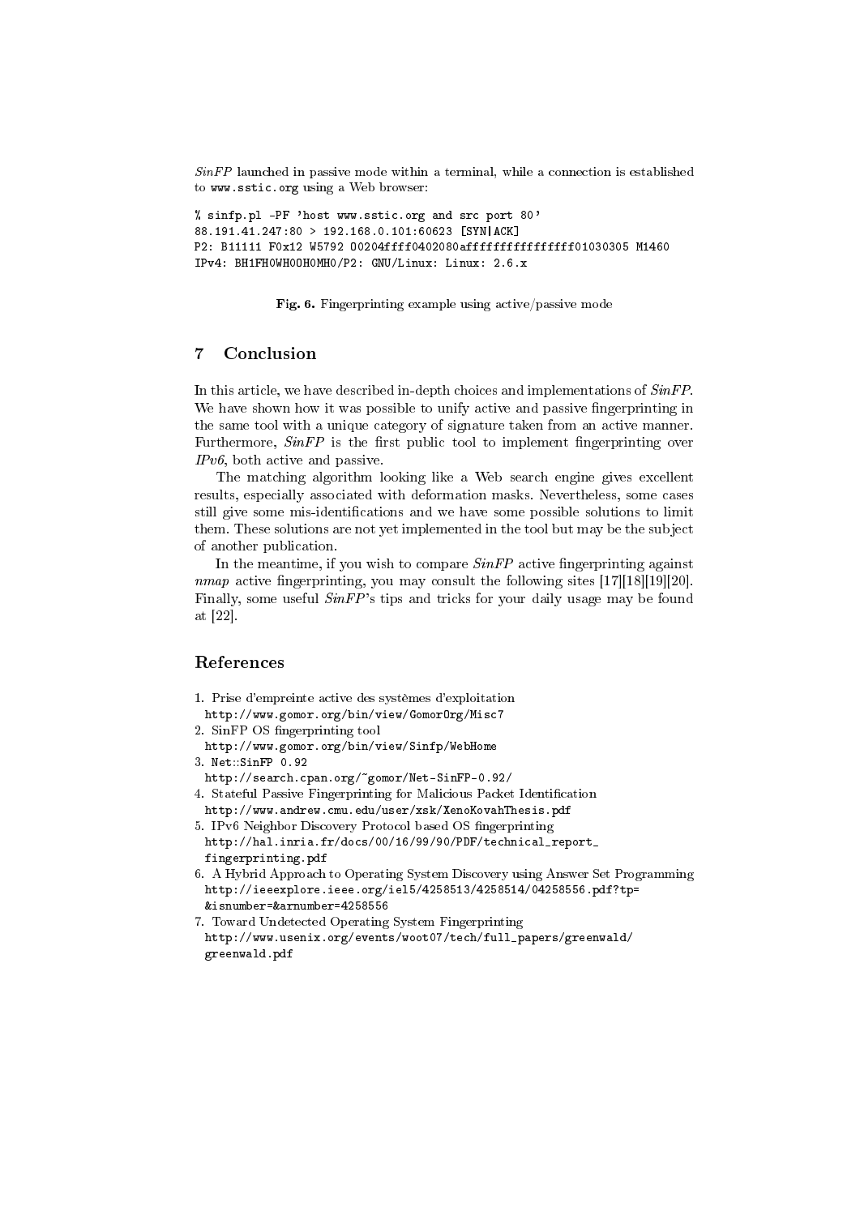*SinFP* launched in passive mode within a terminal, while a connection is established to www.sstic.org using a Web browser:

```
% sinfp.pl -PF 'host www.sstic.org and src port 80'
88.191.41.247:80 > 192.168.0.101:60623 [SYN|ACK]
P2: B11111 F0x12 W5792 O0204ffff0402080affffffffffffffff01030305 M1460
IPv4: BH1FH0WH0OH0MH0/P2: GNU/Linux: Linux: 2.6.x
```

**Fig. 6.** Fingerprinting example using active/passive mode

## 7 Conclusion

In this article, we have described in-depth choices and implementations of *SinFP*. We have shown how it was possible to unify active and passive fingerprinting in the same tool with a unique category of signature taken from an active manner. Furthermore, *SinFP* is the first public tool to implement fingerprinting over *IPv6*, both active and passive.

The matching algorithm looking like a Web search engine gives excellent results, especially associated with deformation masks. Nevertheless, some cases still give some mis-identifications and we have some possible solutions to limit them. These solutions are not yet implemented in the tool but may be the subject of another publication.

In the meantime, if you wish to compare *SinFP* active fingerprinting against *nmap* active fingerprinting, you may consult the following sites [17][18][19][20]. Finally, some useful *SinFP*'s tips and tricks for your daily usage may be found at [22].

## References

1. Prise d'empreinte active des systèmes d'exploitation
   http://www.gomor.org/bin/view/GomorOrg/Misc7
2. SinFP OS fingerprinting tool
   http://www.gomor.org/bin/view/Sinfp/WebHome
3. Net::SinFP 0.92
   http://search.cpan.org/~gomor/Net-SinFP-0.92/
4. Stateful Passive Fingerprinting for Malicious Packet Identification
   http://www.andrew.cmu.edu/user/xsk/XenoKovahThesis.pdf
5. IPv6 Neighbor Discovery Protocol based OS fingerprinting
   http://hal.inria.fr/docs/00/16/99/90/PDF/technical_report_fingerprinting.pdf
6. A Hybrid Approach to Operating System Discovery using Answer Set Programming
   http://ieeexplore.ieee.org/iel5/4258513/4258514/04258556.pdf?tp=&isnumber=&arnumber=4258556
7. Toward Undetected Operating System Fingerprinting
   http://www.usenix.org/events/woot07/tech/full_papers/greenwald/greenwald.pdf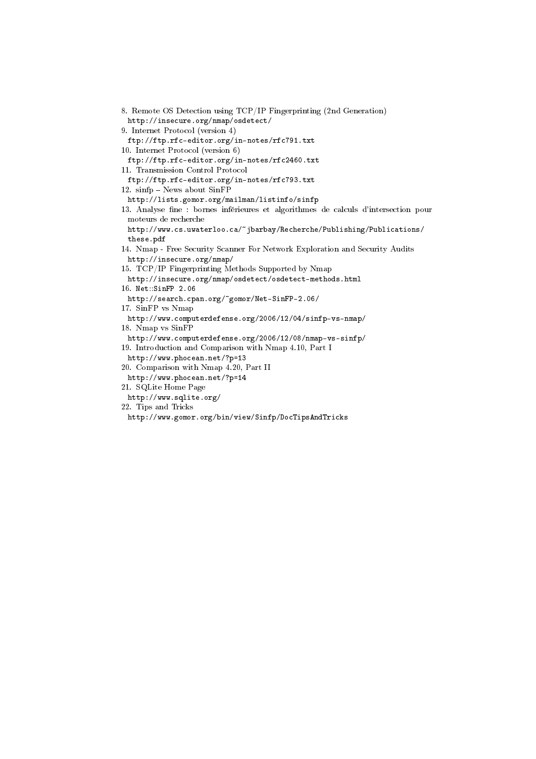8. Remote OS Detection using TCP/IP Fingerprinting (2nd Generation)
   `http://insecure.org/nmap/osdetect/`
9. Internet Protocol (version 4)
   `ftp://ftp.rfc-editor.org/in-notes/rfc791.txt`
10. Internet Protocol (version 6)
    `ftp://ftp.rfc-editor.org/in-notes/rfc2460.txt`
11. Transmission Control Protocol
    `ftp://ftp.rfc-editor.org/in-notes/rfc793.txt`
12. sinfp – News about SinFP
    `http://lists.gomor.org/mailman/listinfo/sinfp`
13. Analyse fine : bornes inférieures et algorithmes de calculs d'intersection pour moteurs de recherche
    `http://www.cs.uwaterloo.ca/~jbarbay/Recherche/Publishing/Publications/these.pdf`
14. Nmap - Free Security Scanner For Network Exploration and Security Audits
    `http://insecure.org/nmap/`
15. TCP/IP Fingerprinting Methods Supported by Nmap
    `http://insecure.org/nmap/osdetect/osdetect-methods.html`
16. `Net::SinFP 2.06`
    `http://search.cpan.org/~gomor/Net-SinFP-2.06/`
17. SinFP vs Nmap
    `http://www.computerdefense.org/2006/12/04/sinfp-vs-nmap/`
18. Nmap vs SinFP
    `http://www.computerdefense.org/2006/12/08/nmap-vs-sinfp/`
19. Introduction and Comparison with Nmap 4.10, Part I
    `http://www.phocean.net/?p=13`
20. Comparison with Nmap 4.20, Part II
    `http://www.phocean.net/?p=14`
21. SQLite Home Page
    `http://www.sqlite.org/`
22. Tips and Tricks
    `http://www.gomor.org/bin/view/Sinfp/DocTipsAndTricks`